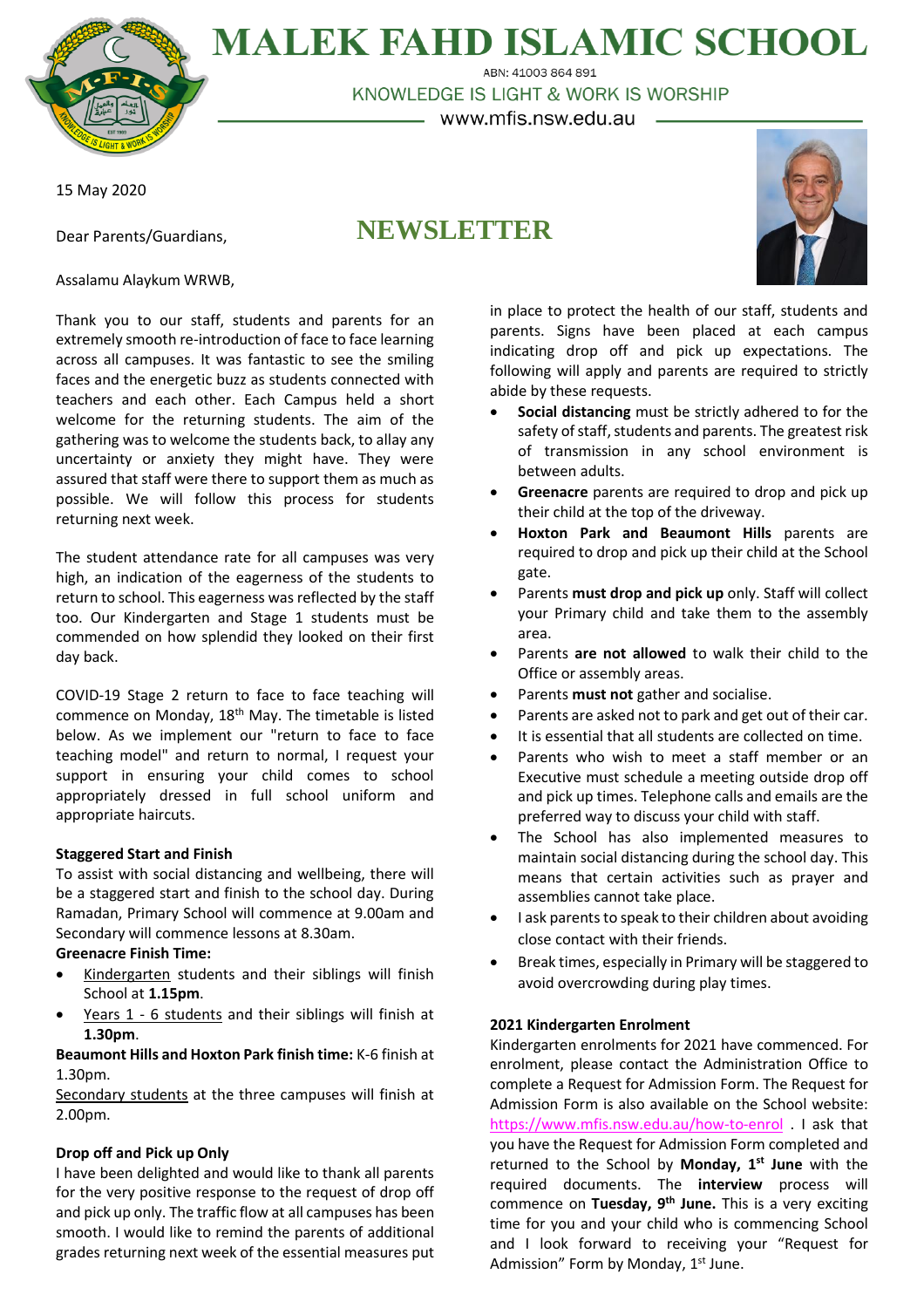# MALEK FAHD ISLAMIC SCHOOL

ABN: 41003 864 891

KNOWLEDGE IS LIGHT & WORK IS WORSHIP

www.mfis.nsw.edu.au

15 May 2020

## NEWSLETTER

Dear Parents/Guardians,

Assalamu Alaykum WRWB,

Thank you to our staff, students and parents for an extremely smooth re-introduction of face to face learning across all campuses. It was fantastic to see the smiling faces and the energetic buzz as students connected with teachers and each other. Each Campus held a short welcome for the returning students. The aim of the gathering was to welcome the students back, to allay any uncertainty or anxiety they might have. They were assured that staff were there to support them as much as possible. We will follow this process for students returning next week.

The student attendance rate for all campuses was very high, an indication of the eagerness of the students to return to school. This eagerness was reflected by the staff too. Our Kindergarten and Stage 1 students must be commended on how splendid they looked on their first day back.

COVID-19 Stage 2 return to face to face teaching will commence on Monday, 18th May. The timetable is listed below. As we implement our "return to face to face teaching model" and return to normal, I request your support in ensuring your child comes to school appropriately dressed in full school uniform and appropriate haircuts.

**Staggered Start and Finish**

To assist with social distancing and wellbeing, there will be a staggered start and finish to the school day. During Ramadan, Primary School will commence at 9.00am and Secondary will commence lessons at 8.30am.

**Greenacre Finish Time:**

- Kindergarten students and their siblings will finish School at **1.15pm**.
- Years 1 - 6 students and their siblings will finish at **1.30pm**.

**Beaumont Hills and Hoxton Park finish time:** K-6 finish at 1.30pm.

Secondary students at the three campuses will finish at 2.00pm.

**Drop off and Pick up Only**

I have been delighted and would like to thank all parents for the very positive response to the request of drop off and pick up only. The traffic flow at all campuses has been smooth. I would like to remind the parents of additional grades returning next week of the essential measures put in place to protect the health of our staff, students and parents. Signs have been placed at each campus indicating drop off and pick up expectations. The following will apply and parents are required to strictly abide by these requests.

- **Social distancing** must be strictly adhered to for the safety of staff, students and parents. The greatest risk of transmission in any school environment is between adults.
- **Greenacre** parents are required to drop and pick up their child at the top of the driveway.
- **Hoxton Park and Beaumont Hills** parents are required to drop and pick up their child at the School gate.
- Parents **must drop and pick up** only. Staff will collect your Primary child and take them to the assembly area.
- Parents **are not allowed** to walk their child to the Office or assembly areas.
- Parents **must not** gather and socialise.
- Parents are asked not to park and get out of their car.
- It is essential that all students are collected on time.
- Parents who wish to meet a staff member or an Executive must schedule a meeting outside drop off and pick up times. Telephone calls and emails are the preferred way to discuss your child with staff.
- The School has also implemented measures to maintain social distancing during the school day. This means that certain activities such as prayer and assemblies cannot take place.
- I ask parents to speak to their children about avoiding close contact with their friends.
- Break times, especially in Primary will be staggered to avoid overcrowding during play times.

**2021 Kindergarten Enrolment**

Kindergarten enrolments for 2021 have commenced. For enrolment, please contact the Administration Office to complete a Request for Admission Form. The Request for Admission Form is also available on the School website: https://www.mfis.nsw.edu.au/how-to-enrol . I ask that you have the Request for Admission Form completed and returned to the School by **Monday, 1st June** with the required documents. The **interview** process will commence on **Tuesday, 9th June.** This is a very exciting time for you and your child who is commencing School and I look forward to receiving your "Request for Admission" Form by Monday, 1st June.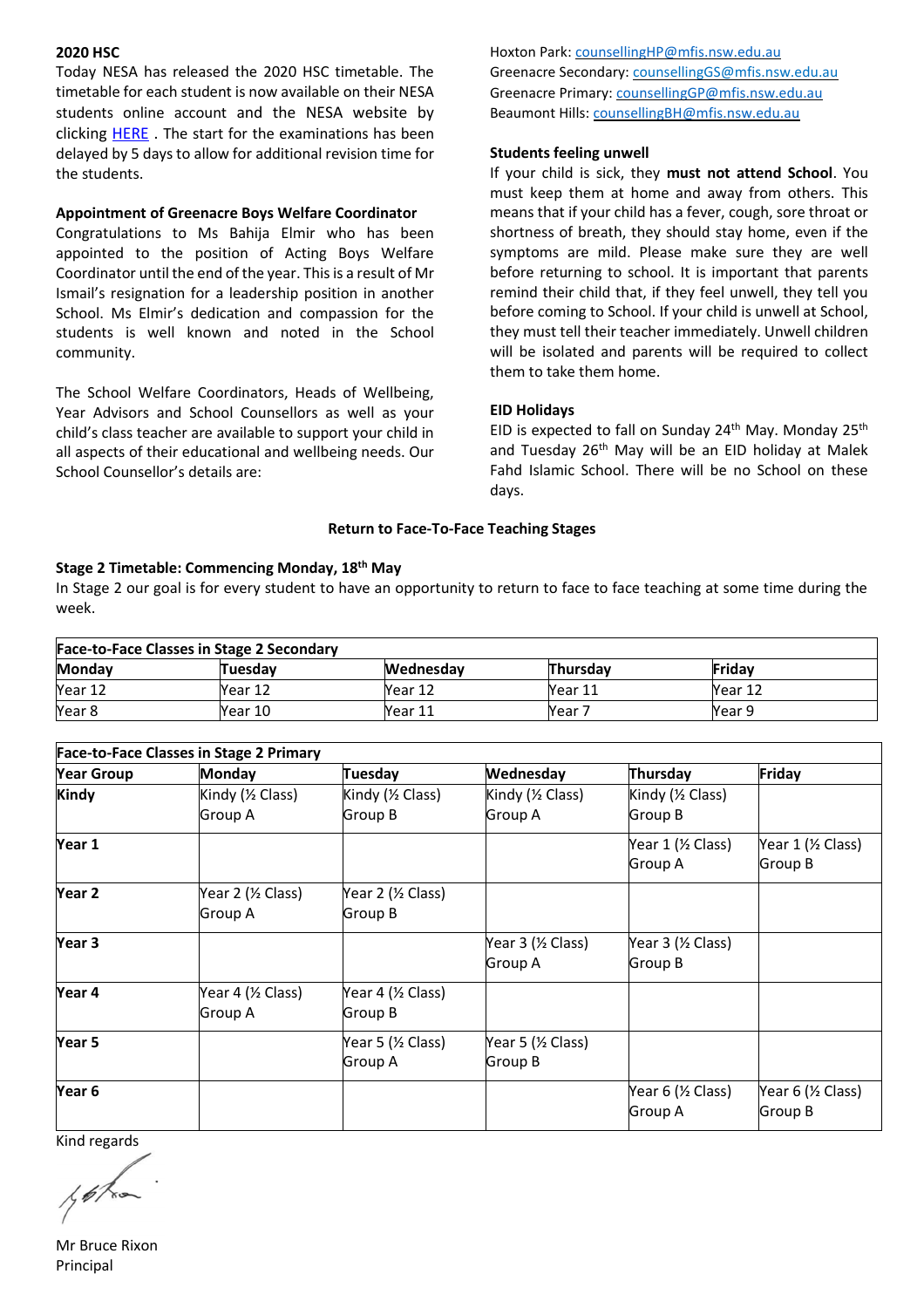**2020 HSC**

Today NESA has released the 2020 HSC timetable. The timetable for each student is now available on their NESA students online account and the NESA website by clicking HERE . The start for the examinations has been delayed by 5 days to allow for additional revision time for the students.

**Appointment of Greenacre Boys Welfare Coordinator**

Congratulations to Ms Bahija Elmir who has been appointed to the position of Acting Boys Welfare Coordinator until the end of the year. This is a result of Mr Ismail's resignation for a leadership position in another School. Ms Elmir's dedication and compassion for the students is well known and noted in the School community.

The School Welfare Coordinators, Heads of Wellbeing, Year Advisors and School Counsellors as well as your child's class teacher are available to support your child in all aspects of their educational and wellbeing needs. Our School Counsellor's details are:

Hoxton Park: counsellingHP@mfis.nsw.edu.au
Greenacre Secondary: counsellingGS@mfis.nsw.edu.au
Greenacre Primary: counsellingGP@mfis.nsw.edu.au
Beaumont Hills: counsellingBH@mfis.nsw.edu.au

**Students feeling unwell**

If your child is sick, they **must not attend School**. You must keep them at home and away from others. This means that if your child has a fever, cough, sore throat or shortness of breath, they should stay home, even if the symptoms are mild. Please make sure they are well before returning to school. It is important that parents remind their child that, if they feel unwell, they tell you before coming to School. If your child is unwell at School, they must tell their teacher immediately. Unwell children will be isolated and parents will be required to collect them to take them home.

**EID Holidays**

EID is expected to fall on Sunday 24th May. Monday 25th and Tuesday 26th May will be an EID holiday at Malek Fahd Islamic School. There will be no School on these days.

**Return to Face-To-Face Teaching Stages**

**Stage 2 Timetable: Commencing Monday, 18th May**

In Stage 2 our goal is for every student to have an opportunity to return to face to face teaching at some time during the week.

| Face-to-Face Classes in Stage 2 Secondary | | | | |
|---|---|---|---|---|
| **Monday** | **Tuesday** | **Wednesday** | **Thursday** | **Friday** |
| Year 12 | Year 12 | Year 12 | Year 11 | Year 12 |
| Year 8 | Year 10 | Year 11 | Year 7 | Year 9 |

| Face-to-Face Classes in Stage 2 Primary | | | | | |
|---|---|---|---|---|---|
| **Year Group** | **Monday** | **Tuesday** | **Wednesday** | **Thursday** | **Friday** |
| **Kindy** | Kindy (½ Class) Group A | Kindy (½ Class) Group B | Kindy (½ Class) Group A | Kindy (½ Class) Group B | |
| **Year 1** | | | | Year 1 (½ Class) Group A | Year 1 (½ Class) Group B |
| **Year 2** | Year 2 (½ Class) Group A | Year 2 (½ Class) Group B | | | |
| **Year 3** | | | Year 3 (½ Class) Group A | Year 3 (½ Class) Group B | |
| **Year 4** | Year 4 (½ Class) Group A | Year 4 (½ Class) Group B | | | |
| **Year 5** | | Year 5 (½ Class) Group A | Year 5 (½ Class) Group B | | |
| **Year 6** | | | | Year 6 (½ Class) Group A | Year 6 (½ Class) Group B |

Kind regards

Mr Bruce Rixon
Principal